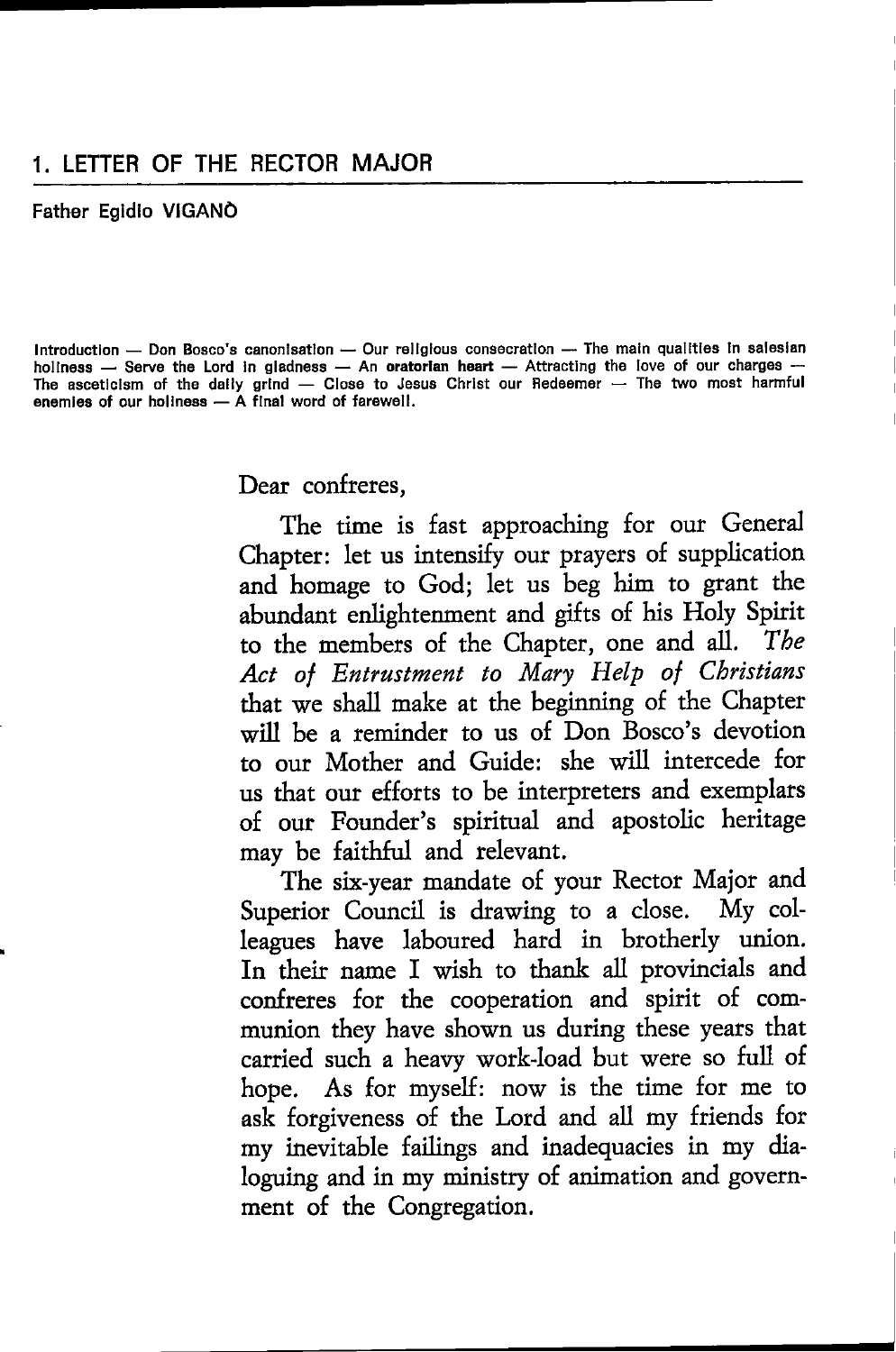## 1. LETTER OF THE RECTOR MAJOR

Father Egidio VIGANÒ

Introduction — Don Bosco's canonisation — Our religious consecration — The main qualities in salesian holiness — Serve the Lord in gladness — An **oratorian heart** — Attracting the love of our charges — The asceticism of the daily grind — Close to Jesus Christ our Redeemer — The two most harmful enemies of our holiness — A final word of farewell.

Dear confreres,

The time is fast approaching for our General Chapter: let us intensify our prayers of supplication and homage to God; let us beg him to grant the abundant enlightenment and gifts of his Holy Spirit to the members of the Chapter, one and all. *The Act of Entrustment to Mary Help of Christians* that we shall make at the beginning of the Chapter will be a reminder to us of Don Bosco's devotion to our Mother and Guide: she will intercede for us that our efforts to be interpreters and exemplars of our Founder's spiritual and apostolic heritage may be faithful and relevant.

The six-year mandate of your Rector Major and Superior Council is drawing to a close. My colleagues have laboured hard in brotherly union. In their name I wish to thank all provincials and confreres for the cooperation and spirit of communion they have shown us during these years that carried such a heavy work-load but were so full of hope. As for myself: now is the time for me to ask forgiveness of the Lord and all my friends for my inevitable failings and inadequacies in my dialoguing and in my ministry of animation and government of the Congregation.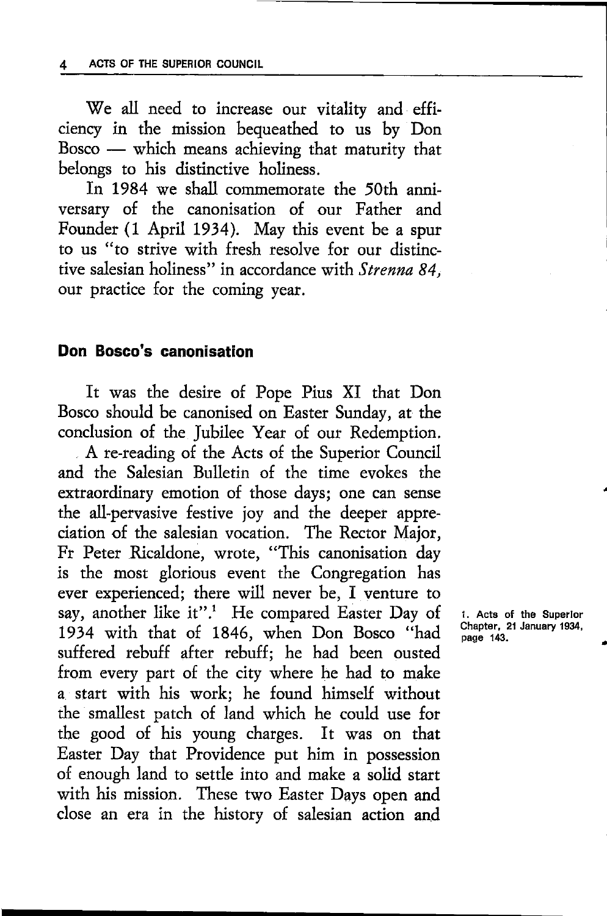We all need to increase our vitality and efficiency in the mission bequeathed to us by Don Bosco — which means achieving that maturity that belongs to his distinctive holiness.

In 1984 we shall commemorate the 50th anniversary of the canonisation of our Father and Founder (1 April 1934). May this event be a spur to us "to strive with fresh resolve for our distinctive salesian holiness" in accordance with *Strenna 84*, our practice for the coming year.

## Don Bosco's canonisation

It was the desire of Pope Pius XI that Don Bosco should be canonised on Easter Sunday, at the conclusion of the Jubilee Year of our Redemption.

A re-reading of the Acts of the Superior Council and the Salesian Bulletin of the time evokes the extraordinary emotion of those days; one can sense the all-pervasive festive joy and the deeper appreciation of the salesian vocation. The Rector Major, Fr Peter Ricaldone, wrote, "This canonisation day is the most glorious event the Congregation has ever experienced; there will never be, I venture to say, another like it".[1] He compared Easter Day of 1934 with that of 1846, when Don Bosco "had suffered rebuff after rebuff; he had been ousted from every part of the city where he had to make a start with his work; he found himself without the smallest patch of land which he could use for the good of his young charges. It was on that Easter Day that Providence put him in possession of enough land to settle into and make a solid start with his mission. These two Easter Days open and close an era in the history of salesian action and

1. Acts of the Superior Chapter, 21 January 1934, page 143.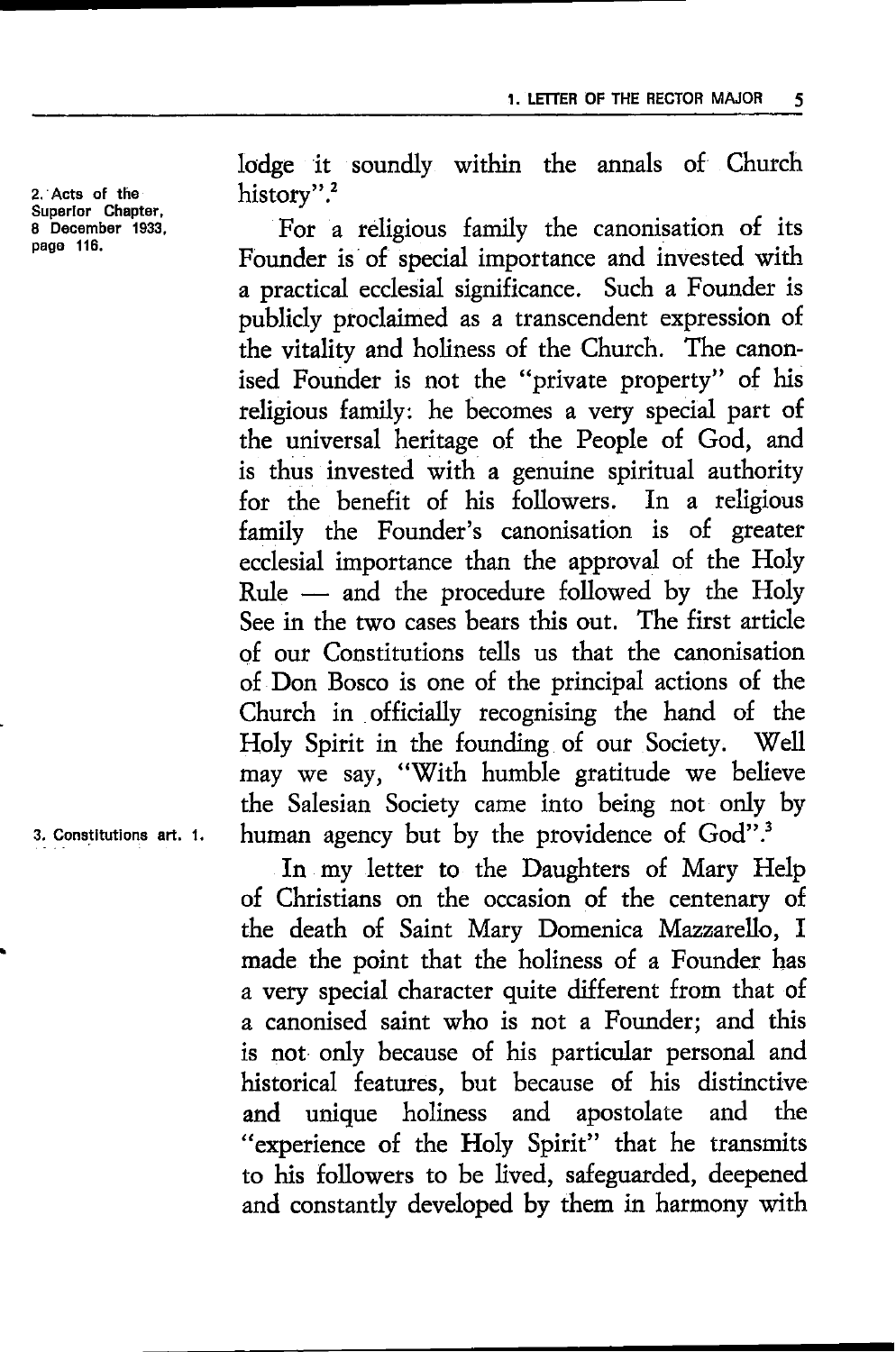lodge it soundly within the annals of Church history".[2]

For a religious family the canonisation of its Founder is of special importance and invested with a practical ecclesial significance. Such a Founder is publicly proclaimed as a transcendent expression of the vitality and holiness of the Church. The canonised Founder is not the "private property" of his religious family: he becomes a very special part of the universal heritage of the People of God, and is thus invested with a genuine spiritual authority for the benefit of his followers. In a religious family the Founder's canonisation is of greater ecclesial importance than the approval of the Holy Rule — and the procedure followed by the Holy See in the two cases bears this out. The first article of our Constitutions tells us that the canonisation of Don Bosco is one of the principal actions of the Church in officially recognising the hand of the Holy Spirit in the founding of our Society. Well may we say, "With humble gratitude we believe the Salesian Society came into being not only by human agency but by the providence of God".[3]

In my letter to the Daughters of Mary Help of Christians on the occasion of the centenary of the death of Saint Mary Domenica Mazzarello, I made the point that the holiness of a Founder has a very special character quite different from that of a canonised saint who is not a Founder; and this is not only because of his particular personal and historical features, but because of his distinctive and unique holiness and apostolate and the "experience of the Holy Spirit" that he transmits to his followers to be lived, safeguarded, deepened and constantly developed by them in harmony with

2. Acts of the Superior Chapter, 8 December 1933, page 116.

3. Constitutions art. 1.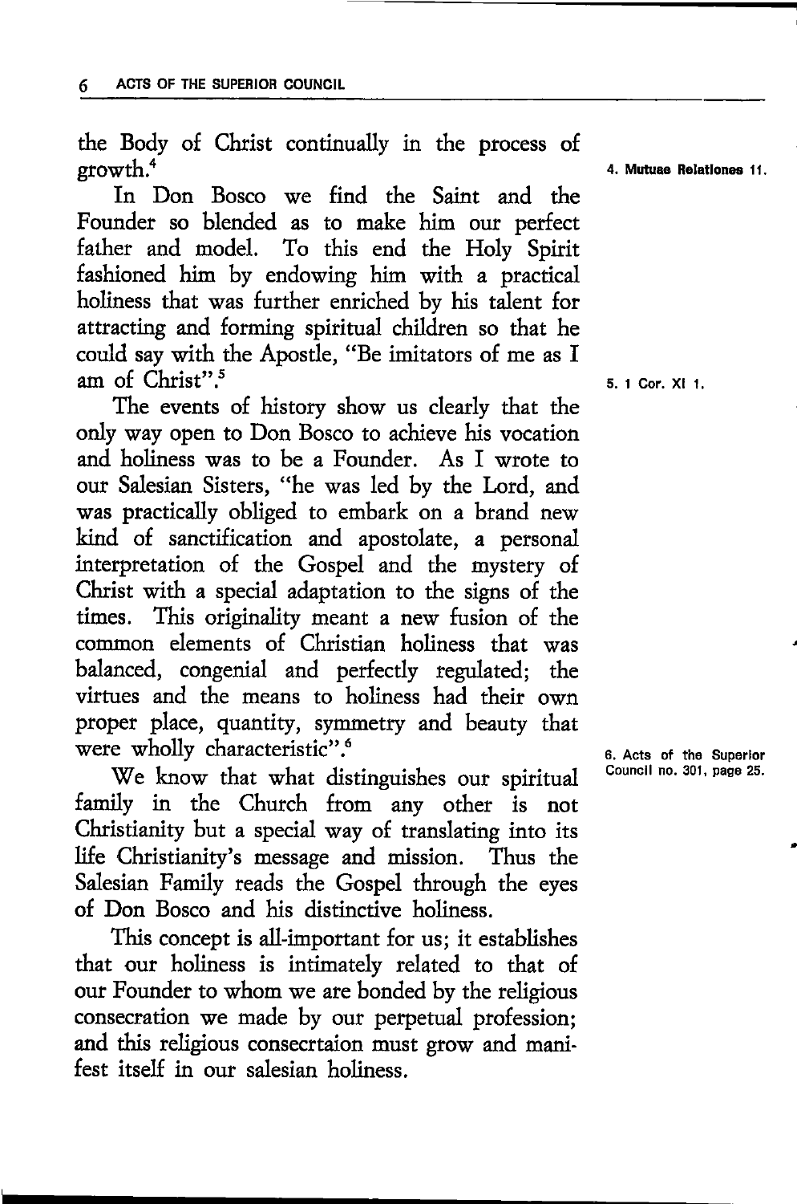the Body of Christ continually in the process of growth.[4]

In Don Bosco we find the Saint and the Founder so blended as to make him our perfect father and model. To this end the Holy Spirit fashioned him by endowing him with a practical holiness that was further enriched by his talent for attracting and forming spiritual children so that he could say with the Apostle, "Be imitators of me as I am of Christ".[5]

The events of history show us clearly that the only way open to Don Bosco to achieve his vocation and holiness was to be a Founder. As I wrote to our Salesian Sisters, "he was led by the Lord, and was practically obliged to embark on a brand new kind of sanctification and apostolate, a personal interpretation of the Gospel and the mystery of Christ with a special adaptation to the signs of the times. This originality meant a new fusion of the common elements of Christian holiness that was balanced, congenial and perfectly regulated; the virtues and the means to holiness had their own proper place, quantity, symmetry and beauty that were wholly characteristic".[6]

We know that what distinguishes our spiritual family in the Church from any other is not Christianity but a special way of translating into its life Christianity's message and mission. Thus the Salesian Family reads the Gospel through the eyes of Don Bosco and his distinctive holiness.

This concept is all-important for us; it establishes that our holiness is intimately related to that of our Founder to whom we are bonded by the religious consecration we made by our perpetual profession; and this religious consecrtaion must grow and manifest itself in our salesian holiness.

4. Mutuae Relationes 11.

5. 1 Cor. XI 1.

6. Acts of the Superior Council no. 301, page 25.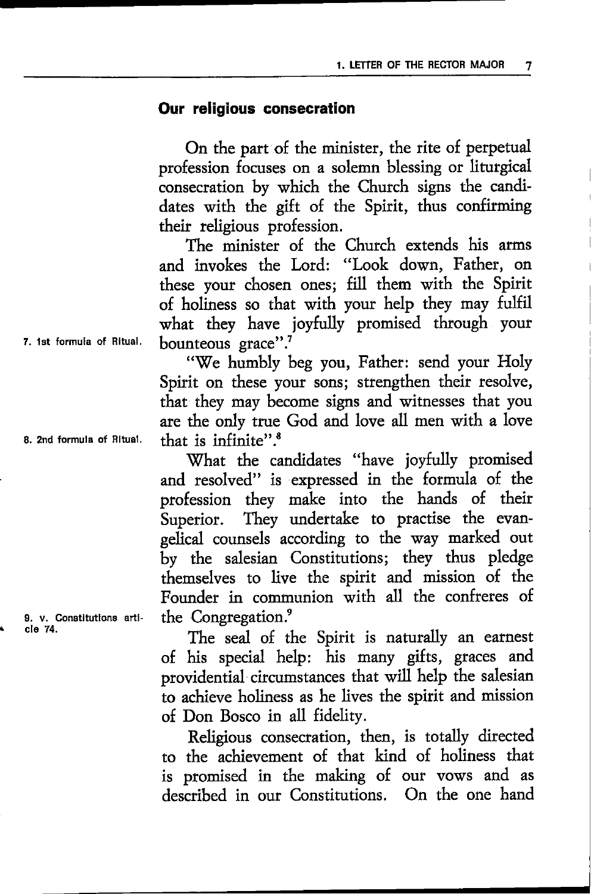## Our religious consecration

On the part of the minister, the rite of perpetual profession focuses on a solemn blessing or liturgical consecration by which the Church signs the candidates with the gift of the Spirit, thus confirming their religious profession.

The minister of the Church extends his arms and invokes the Lord: "Look down, Father, on these your chosen ones; fill them with the Spirit of holiness so that with your help they may fulfil what they have joyfully promised through your bounteous grace".[7]

"We humbly beg you, Father: send your Holy Spirit on these your sons; strengthen their resolve, that they may become signs and witnesses that you are the only true God and love all men with a love that is infinite".[8]

What the candidates "have joyfully promised and resolved" is expressed in the formula of the profession they make into the hands of their Superior. They undertake to practise the evangelical counsels according to the way marked out by the salesian Constitutions; they thus pledge themselves to live the spirit and mission of the Founder in communion with all the confreres of the Congregation.[9]

The seal of the Spirit is naturally an earnest of his special help: his many gifts, graces and providential circumstances that will help the salesian to achieve holiness as he lives the spirit and mission of Don Bosco in all fidelity.

Religious consecration, then, is totally directed to the achievement of that kind of holiness that is promised in the making of our vows and as described in our Constitutions. On the one hand

7. 1st formula of Ritual.

8. 2nd formula of Ritual.

9. v. Constitutions article 74.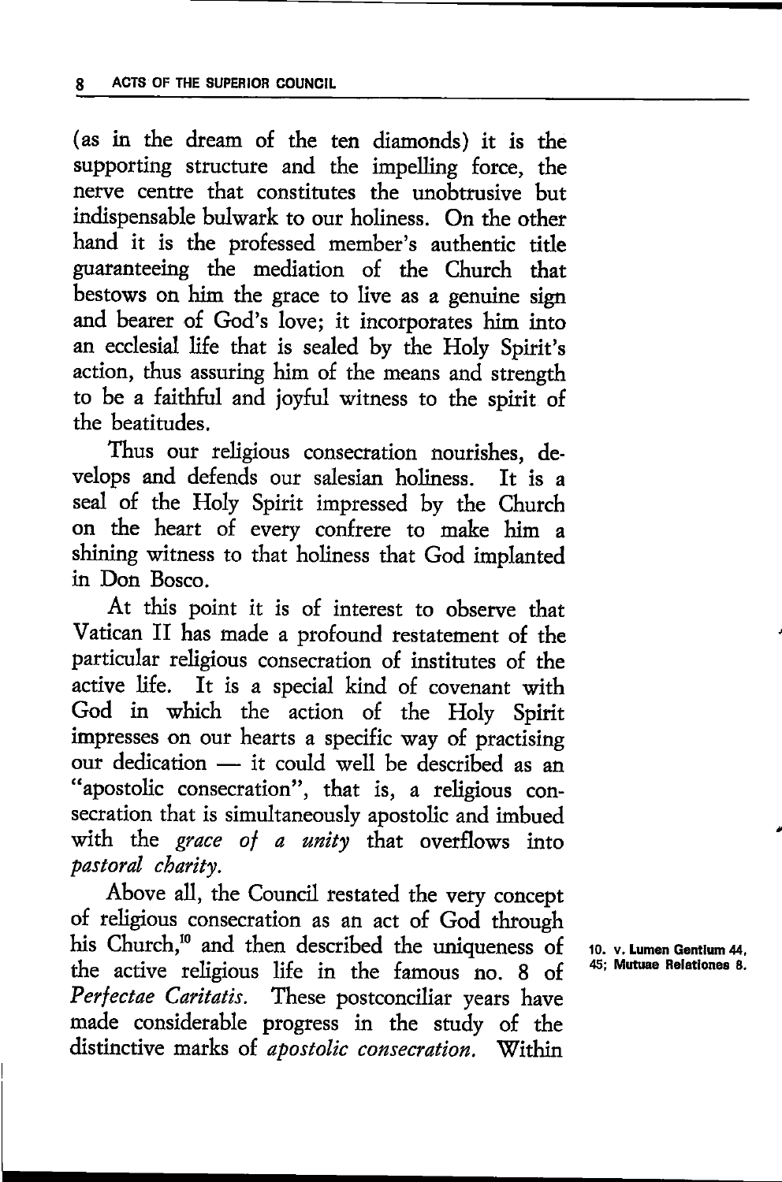(as in the dream of the ten diamonds) it is the supporting structure and the impelling force, the nerve centre that constitutes the unobtrusive but indispensable bulwark to our holiness. On the other hand it is the professed member's authentic title guaranteeing the mediation of the Church that bestows on him the grace to live as a genuine sign and bearer of God's love; it incorporates him into an ecclesial life that is sealed by the Holy Spirit's action, thus assuring him of the means and strength to be a faithful and joyful witness to the spirit of the beatitudes.

Thus our religious consecration nourishes, develops and defends our salesian holiness. It is a seal of the Holy Spirit impressed by the Church on the heart of every confrere to make him a shining witness to that holiness that God implanted in Don Bosco.

At this point it is of interest to observe that Vatican II has made a profound restatement of the particular religious consecration of institutes of the active life. It is a special kind of covenant with God in which the action of the Holy Spirit impresses on our hearts a specific way of practising our dedication — it could well be described as an "apostolic consecration", that is, a religious consecration that is simultaneously apostolic and imbued with the *grace of a unity* that overflows into *pastoral charity.*

Above all, the Council restated the very concept of religious consecration as an act of God through his Church,[10] and then described the uniqueness of the active religious life in the famous no. 8 of *Perfectae Caritatis.* These postconciliar years have made considerable progress in the study of the distinctive marks of *apostolic consecration.* Within

10. v. Lumen Gentium 44, 45; Mutuae Relationes 8.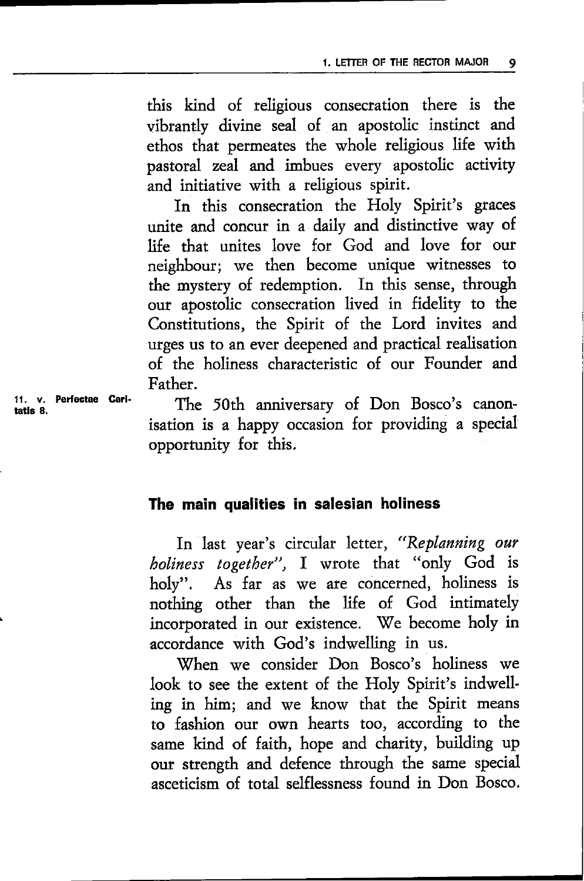this kind of religious consecration there is the vibrantly divine seal of an apostolic instinct and ethos that permeates the whole religious life with pastoral zeal and imbues every apostolic activity and initiative with a religious spirit.

In this consecration the Holy Spirit's graces unite and concur in a daily and distinctive way of life that unites love for God and love for our neighbour; we then become unique witnesses to the mystery of redemption. In this sense, through our apostolic consecration lived in fidelity to the Constitutions, the Spirit of the Lord invites and urges us to an ever deepened and practical realisation of the holiness characteristic of our Founder and Father.

The 50th anniversary of Don Bosco's canonisation is a happy occasion for providing a special opportunity for this.

11. v. Perfectae Caritatis 8.

## The main qualities in salesian holiness

In last year's circular letter, *"Replanning our holiness together"*, I wrote that "only God is holy". As far as we are concerned, holiness is nothing other than the life of God intimately incorporated in our existence. We become holy in accordance with God's indwelling in us.

When we consider Don Bosco's holiness we look to see the extent of the Holy Spirit's indwelling in him; and we know that the Spirit means to fashion our own hearts too, according to the same kind of faith, hope and charity, building up our strength and defence through the same special asceticism of total selflessness found in Don Bosco.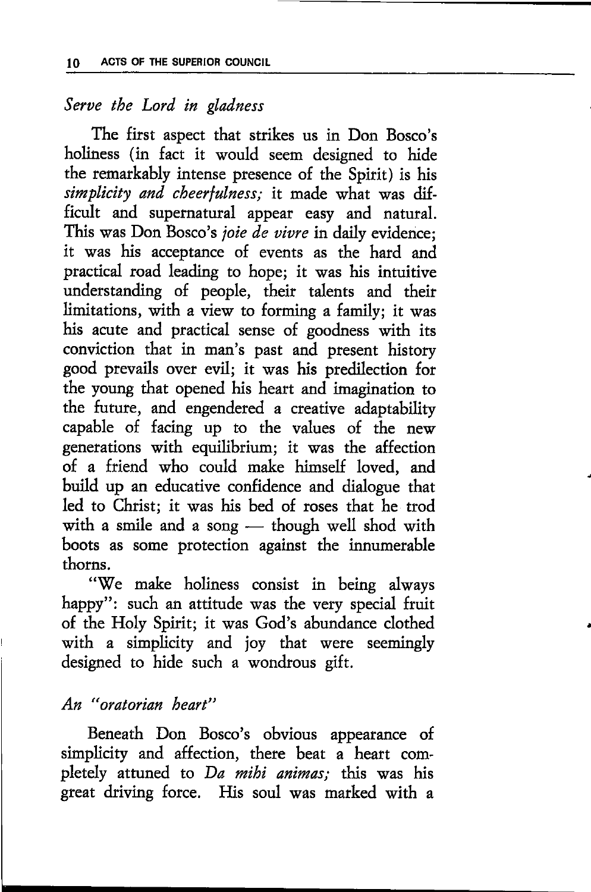*Serve the Lord in gladness*

The first aspect that strikes us in Don Bosco's holiness (in fact it would seem designed to hide the remarkably intense presence of the Spirit) is his *simplicity and cheerfulness;* it made what was difficult and supernatural appear easy and natural. This was Don Bosco's *joie de vivre* in daily evidence; it was his acceptance of events as the hard and practical road leading to hope; it was his intuitive understanding of people, their talents and their limitations, with a view to forming a family; it was his acute and practical sense of goodness with its conviction that in man's past and present history good prevails over evil; it was his predilection for the young that opened his heart and imagination to the future, and engendered a creative adaptability capable of facing up to the values of the new generations with equilibrium; it was the affection of a friend who could make himself loved, and build up an educative confidence and dialogue that led to Christ; it was his bed of roses that he trod with a smile and a song — though well shod with boots as some protection against the innumerable thorns.

"We make holiness consist in being always happy": such an attitude was the very special fruit of the Holy Spirit; it was God's abundance clothed with a simplicity and joy that were seemingly designed to hide such a wondrous gift.

*An "oratorian heart"*

Beneath Don Bosco's obvious appearance of simplicity and affection, there beat a heart completely attuned to *Da mihi animas;* this was his great driving force. His soul was marked with a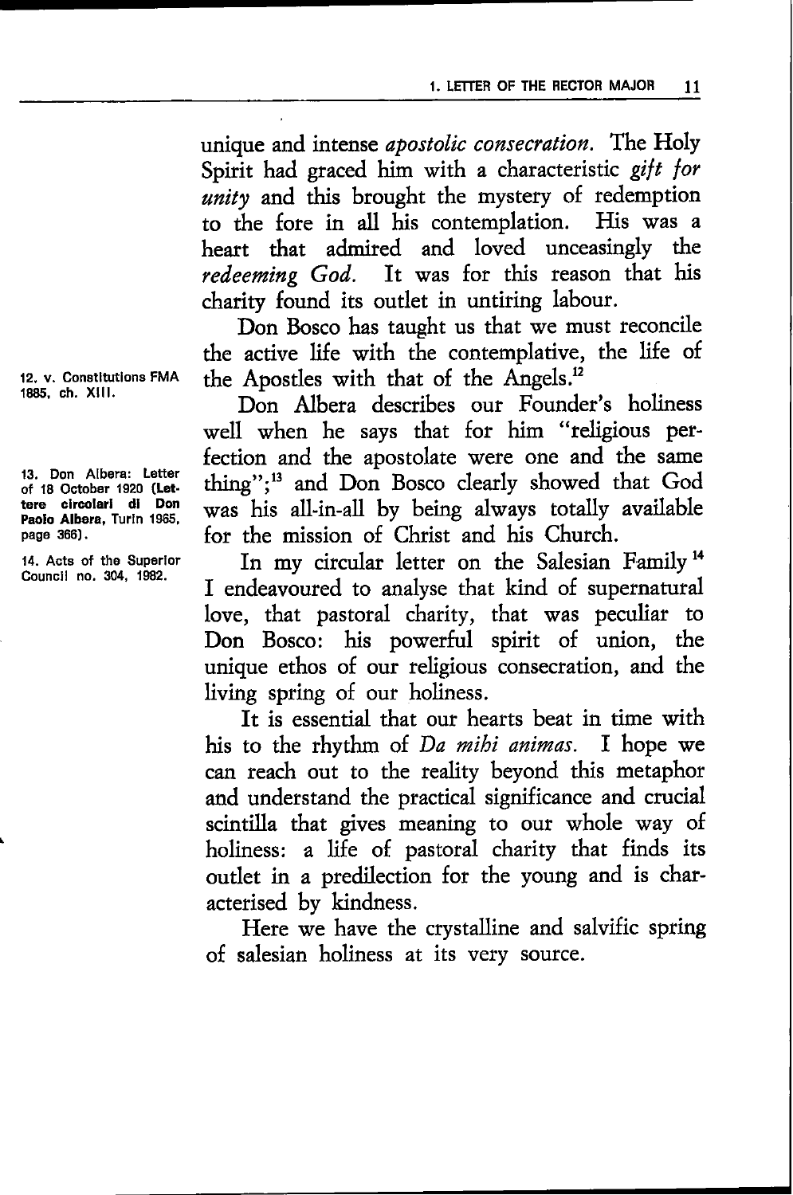unique and intense *apostolic consecration*. The Holy Spirit had graced him with a characteristic *gift for unity* and this brought the mystery of redemption to the fore in all his contemplation. His was a heart that admired and loved unceasingly the *redeeming God*. It was for this reason that his charity found its outlet in untiring labour.

Don Bosco has taught us that we must reconcile the active life with the contemplative, the life of the Apostles with that of the Angels.[12]

Don Albera describes our Founder's holiness well when he says that for him "religious perfection and the apostolate were one and the same thing";[13] and Don Bosco clearly showed that God was his all-in-all by being always totally available for the mission of Christ and his Church.

In my circular letter on the Salesian Family[14] I endeavoured to analyse that kind of supernatural love, that pastoral charity, that was peculiar to Don Bosco: his powerful spirit of union, the unique ethos of our religious consecration, and the living spring of our holiness.

It is essential that our hearts beat in time with his to the rhythm of *Da mihi animas*. I hope we can reach out to the reality beyond this metaphor and understand the practical significance and crucial scintilla that gives meaning to our whole way of holiness: a life of pastoral charity that finds its outlet in a predilection for the young and is characterised by kindness.

Here we have the crystalline and salvific spring of salesian holiness at its very source.

12. v. Constitutions FMA 1885, ch. XIII.

13. Don Albera: Letter of 18 October 1920 (**Lettere circolari di Don Paolo Albera**, Turin 1965, page 366).

14. Acts of the Superior Council no. 304, 1982.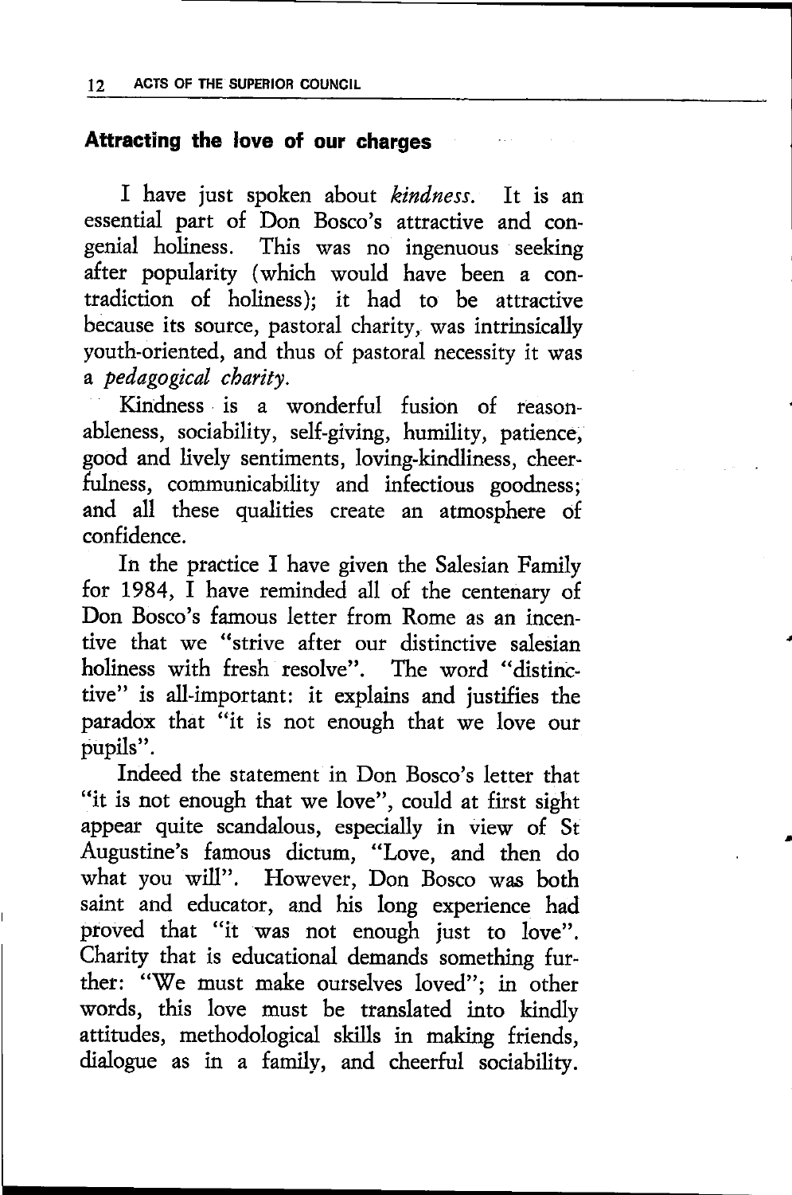### Attracting the love of our charges

I have just spoken about *kindness*. It is an essential part of Don Bosco's attractive and congenial holiness. This was no ingenuous seeking after popularity (which would have been a contradiction of holiness); it had to be attractive because its source, pastoral charity, was intrinsically youth-oriented, and thus of pastoral necessity it was a *pedagogical charity*.

Kindness is a wonderful fusion of reasonableness, sociability, self-giving, humility, patience, good and lively sentiments, loving-kindliness, cheerfulness, communicability and infectious goodness; and all these qualities create an atmosphere of confidence.

In the practice I have given the Salesian Family for 1984, I have reminded all of the centenary of Don Bosco's famous letter from Rome as an incentive that we "strive after our distinctive salesian holiness with fresh resolve". The word "distinctive" is all-important: it explains and justifies the paradox that "it is not enough that we love our pupils".

Indeed the statement in Don Bosco's letter that "it is not enough that we love", could at first sight appear quite scandalous, especially in view of St Augustine's famous dictum, "Love, and then do what you will". However, Don Bosco was both saint and educator, and his long experience had proved that "it was not enough just to love". Charity that is educational demands something further: "We must make ourselves loved"; in other words, this love must be translated into kindly attitudes, methodological skills in making friends, dialogue as in a family, and cheerful sociability.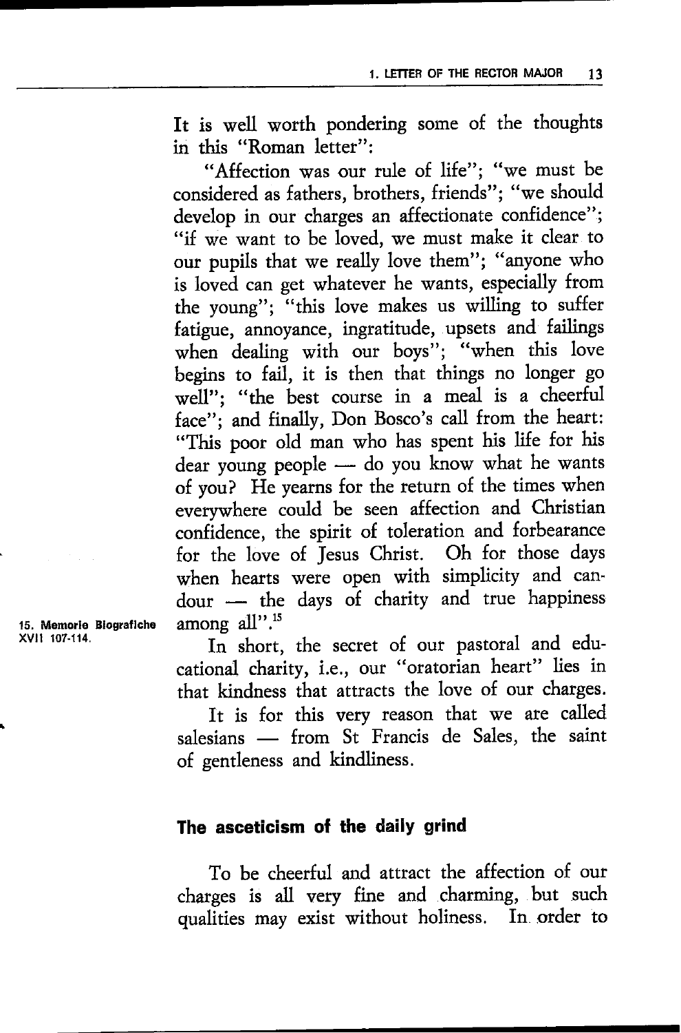It is well worth pondering some of the thoughts in this "Roman letter":

"Affection was our rule of life"; "we must be considered as fathers, brothers, friends"; "we should develop in our charges an affectionate confidence"; "if we want to be loved, we must make it clear to our pupils that we really love them"; "anyone who is loved can get whatever he wants, especially from the young"; "this love makes us willing to suffer fatigue, annoyance, ingratitude, upsets and failings when dealing with our boys"; "when this love begins to fail, it is then that things no longer go well"; "the best course in a meal is a cheerful face"; and finally, Don Bosco's call from the heart: "This poor old man who has spent his life for his dear young people — do you know what he wants of you? He yearns for the return of the times when everywhere could be seen affection and Christian confidence, the spirit of toleration and forbearance for the love of Jesus Christ. Oh for those days when hearts were open with simplicity and candour — the days of charity and true happiness among all".[15]

15. Memorie Biografiche XVII 107-114.

In short, the secret of our pastoral and educational charity, i.e., our "oratorian heart" lies in that kindness that attracts the love of our charges.

It is for this very reason that we are called salesians — from St Francis de Sales, the saint of gentleness and kindliness.

## The asceticism of the daily grind

To be cheerful and attract the affection of our charges is all very fine and charming, but such qualities may exist without holiness. In order to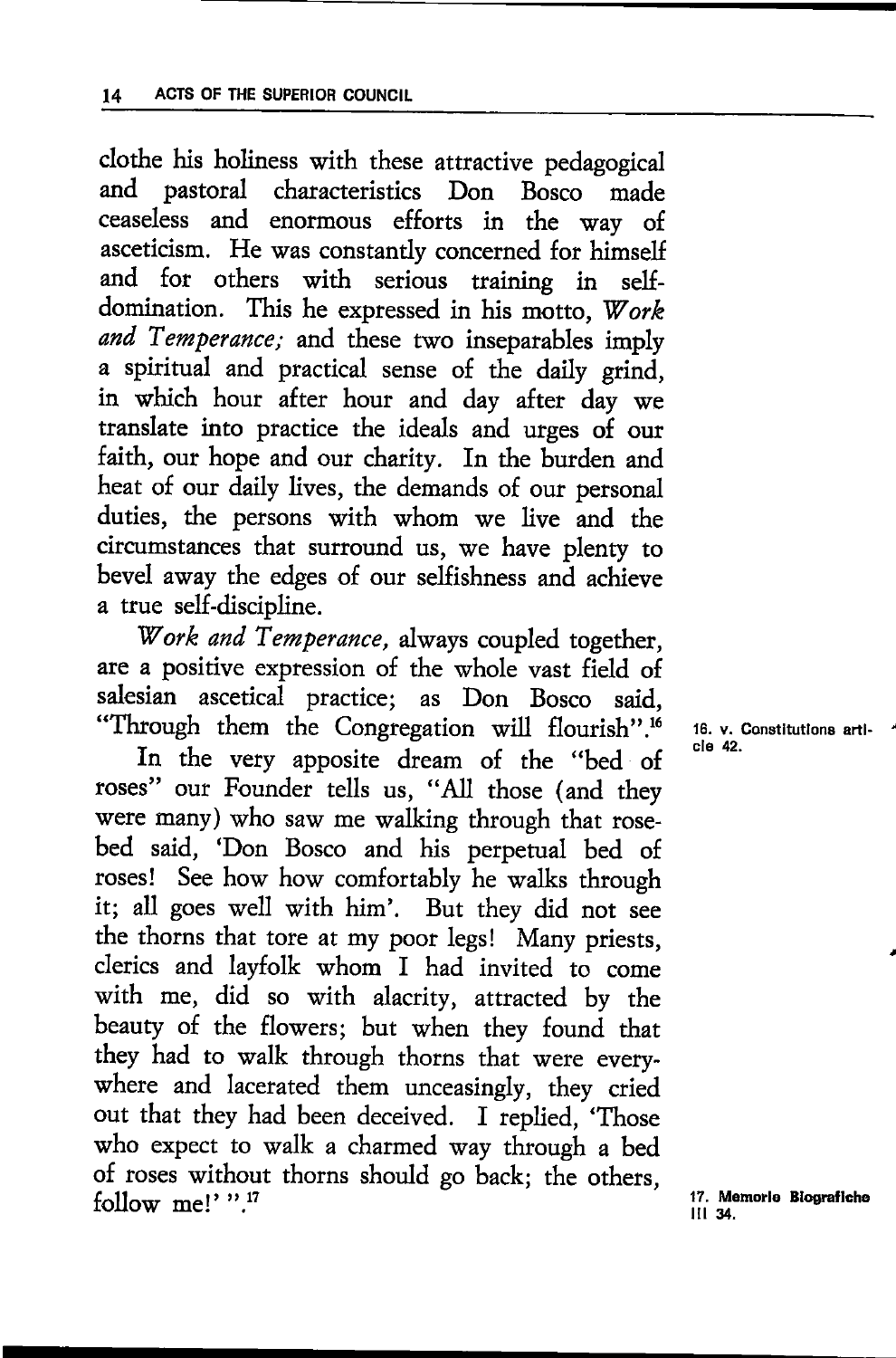clothe his holiness with these attractive pedagogical and pastoral characteristics Don Bosco made ceaseless and enormous efforts in the way of asceticism. He was constantly concerned for himself and for others with serious training in self-domination. This he expressed in his motto, *Work and Temperance;* and these two inseparables imply a spiritual and practical sense of the daily grind, in which hour after hour and day after day we translate into practice the ideals and urges of our faith, our hope and our charity. In the burden and heat of our daily lives, the demands of our personal duties, the persons with whom we live and the circumstances that surround us, we have plenty to bevel away the edges of our selfishness and achieve a true self-discipline.

*Work and Temperance,* always coupled together, are a positive expression of the whole vast field of salesian ascetical practice; as Don Bosco said, "Through them the Congregation will flourish".[16]

In the very apposite dream of the "bed of roses" our Founder tells us, "All those (and they were many) who saw me walking through that rose-bed said, 'Don Bosco and his perpetual bed of roses! See how how comfortably he walks through it; all goes well with him'. But they did not see the thorns that tore at my poor legs! Many priests, clerics and layfolk whom I had invited to come with me, did so with alacrity, attracted by the beauty of the flowers; but when they found that they had to walk through thorns that were everywhere and lacerated them unceasingly, they cried out that they had been deceived. I replied, 'Those who expect to walk a charmed way through a bed of roses without thorns should go back; the others, follow me!' ".[17]

16. v. Constitutions article 42.

17. Memorie Biografiche III 34.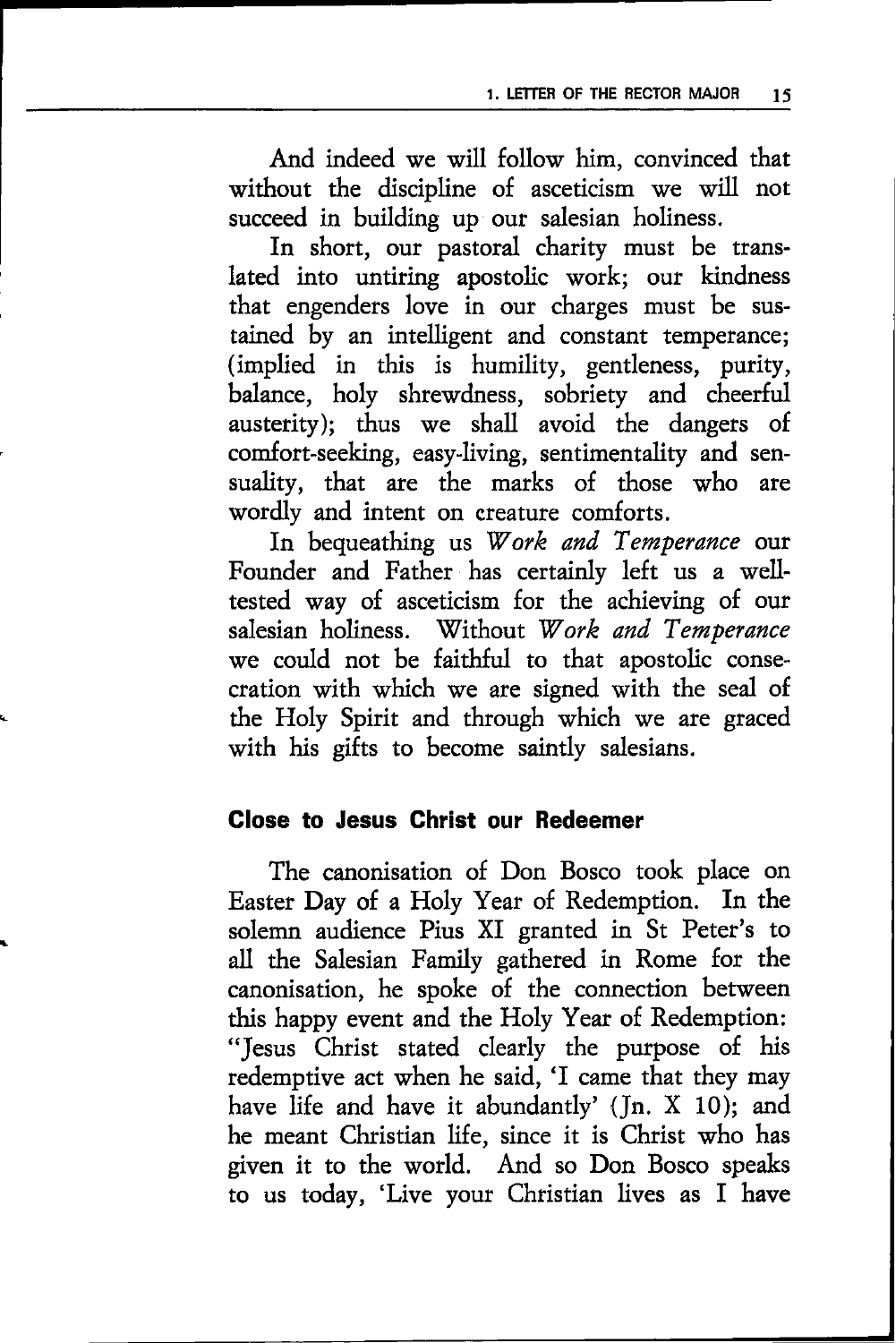And indeed we will follow him, convinced that without the discipline of asceticism we will not succeed in building up our salesian holiness.

In short, our pastoral charity must be translated into untiring apostolic work; our kindness that engenders love in our charges must be sustained by an intelligent and constant temperance; (implied in this is humility, gentleness, purity, balance, holy shrewdness, sobriety and cheerful austerity); thus we shall avoid the dangers of comfort-seeking, easy-living, sentimentality and sensuality, that are the marks of those who are wordly and intent on creature comforts.

In bequeathing us *Work and Temperance* our Founder and Father has certainly left us a well-tested way of asceticism for the achieving of our salesian holiness. Without *Work and Temperance* we could not be faithful to that apostolic consecration with which we are signed with the seal of the Holy Spirit and through which we are graced with his gifts to become saintly salesians.

## Close to Jesus Christ our Redeemer

The canonisation of Don Bosco took place on Easter Day of a Holy Year of Redemption. In the solemn audience Pius XI granted in St Peter's to all the Salesian Family gathered in Rome for the canonisation, he spoke of the connection between this happy event and the Holy Year of Redemption: "Jesus Christ stated clearly the purpose of his redemptive act when he said, 'I came that they may have life and have it abundantly' (Jn. X 10); and he meant Christian life, since it is Christ who has given it to the world. And so Don Bosco speaks to us today, 'Live your Christian lives as I have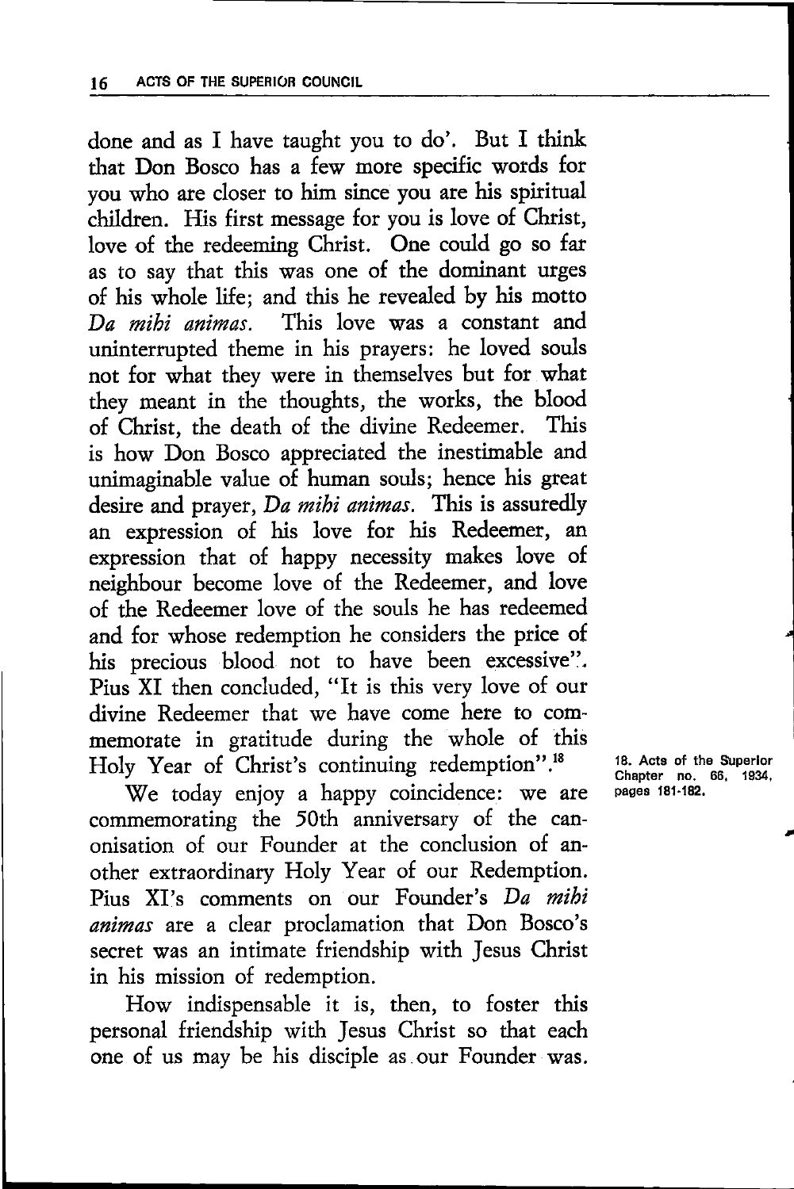done and as I have taught you to do'. But I think that Don Bosco has a few more specific words for you who are closer to him since you are his spiritual children. His first message for you is love of Christ, love of the redeeming Christ. One could go so far as to say that this was one of the dominant urges of his whole life; and this he revealed by his motto *Da mihi animas*. This love was a constant and uninterrupted theme in his prayers: he loved souls not for what they were in themselves but for what they meant in the thoughts, the works, the blood of Christ, the death of the divine Redeemer. This is how Don Bosco appreciated the inestimable and unimaginable value of human souls; hence his great desire and prayer, *Da mihi animas*. This is assuredly an expression of his love for his Redeemer, an expression that of happy necessity makes love of neighbour become love of the Redeemer, and love of the Redeemer love of the souls he has redeemed and for whose redemption he considers the price of his precious blood not to have been excessive". Pius XI then concluded, "It is this very love of our divine Redeemer that we have come here to commemorate in gratitude during the whole of this Holy Year of Christ's continuing redemption".[18]

We today enjoy a happy coincidence: we are commemorating the 50th anniversary of the canonisation of our Founder at the conclusion of another extraordinary Holy Year of our Redemption. Pius XI's comments on our Founder's *Da mihi animas* are a clear proclamation that Don Bosco's secret was an intimate friendship with Jesus Christ in his mission of redemption.

How indispensable it is, then, to foster this personal friendship with Jesus Christ so that each one of us may be his disciple as our Founder was.

18. Acts of the Superior Chapter no. 66, 1934, pages 181-182.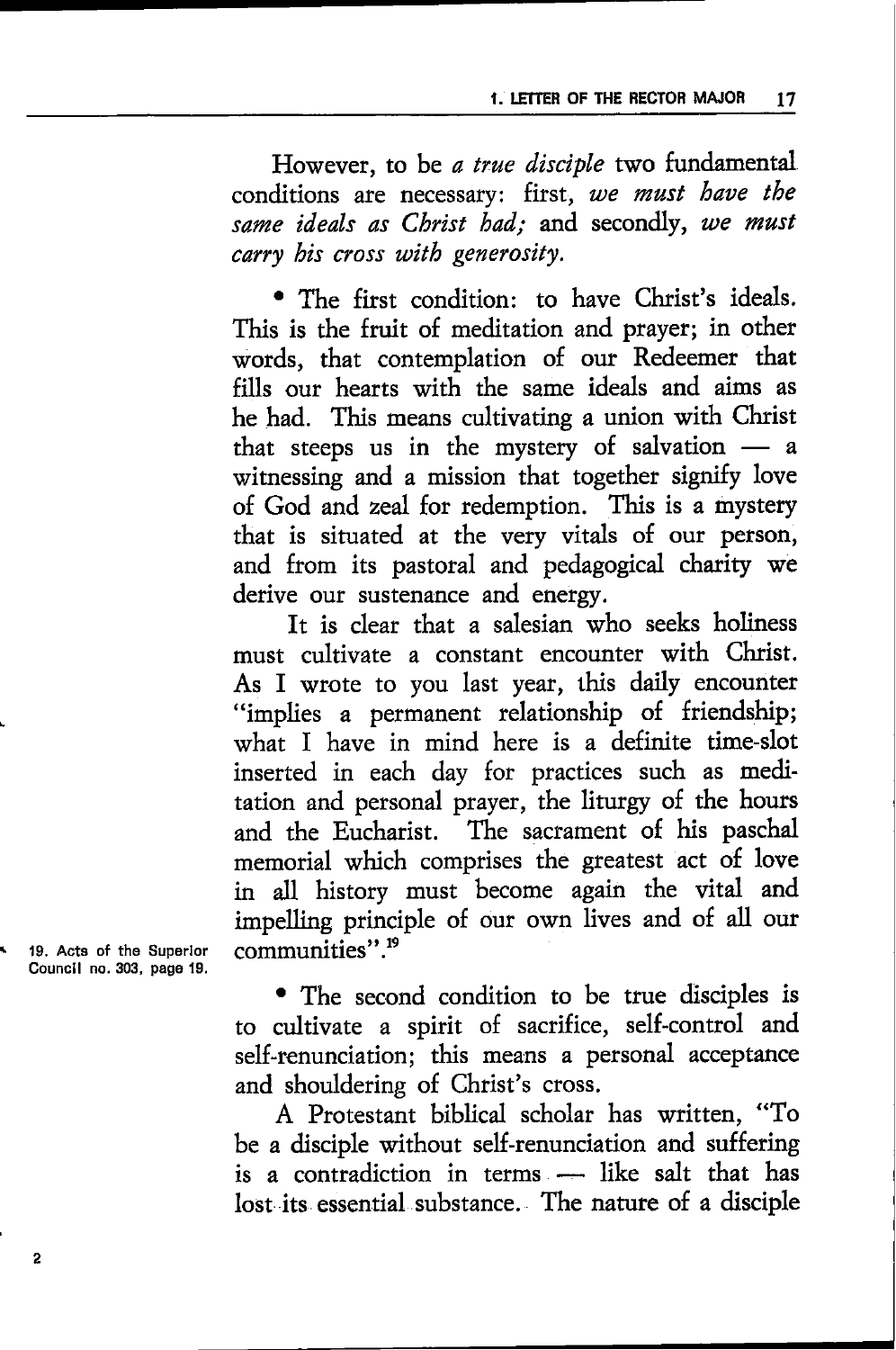However, to be *a true disciple* two fundamental conditions are necessary: first, *we must have the same ideals as Christ had;* and secondly, *we must carry his cross with generosity.*

• The first condition: to have Christ's ideals. This is the fruit of meditation and prayer; in other words, that contemplation of our Redeemer that fills our hearts with the same ideals and aims as he had. This means cultivating a union with Christ that steeps us in the mystery of salvation — a witnessing and a mission that together signify love of God and zeal for redemption. This is a mystery that is situated at the very vitals of our person, and from its pastoral and pedagogical charity we derive our sustenance and energy.

It is clear that a salesian who seeks holiness must cultivate a constant encounter with Christ. As I wrote to you last year, this daily encounter "implies a permanent relationship of friendship; what I have in mind here is a definite time-slot inserted in each day for practices such as meditation and personal prayer, the liturgy of the hours and the Eucharist. The sacrament of his paschal memorial which comprises the greatest act of love in all history must become again the vital and impelling principle of our own lives and of all our communities".[19]

19. Acts of the Superior Council no. 303, page 19.

• The second condition to be true disciples is to cultivate a spirit of sacrifice, self-control and self-renunciation; this means a personal acceptance and shouldering of Christ's cross.

A Protestant biblical scholar has written, "To be a disciple without self-renunciation and suffering is a contradiction in terms — like salt that has lost its essential substance. The nature of a disciple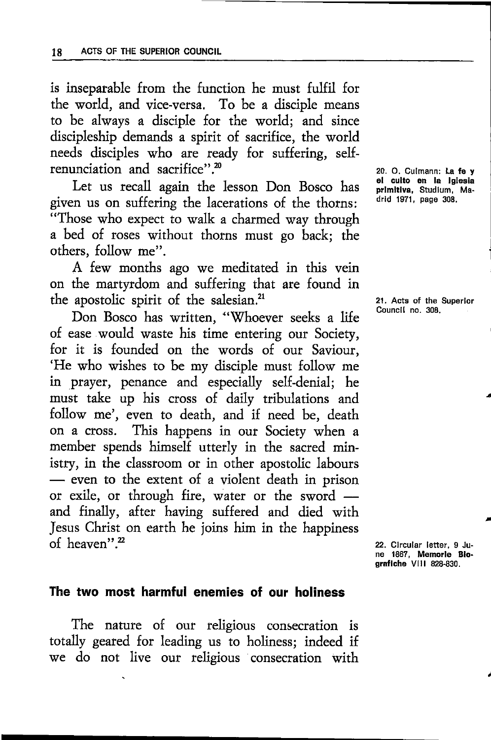is inseparable from the function he must fulfil for the world, and vice-versa. To be a disciple means to be always a disciple for the world; and since discipleship demands a spirit of sacrifice, the world needs disciples who are ready for suffering, self-renunciation and sacrifice".[20]

Let us recall again the lesson Don Bosco has given us on suffering the lacerations of the thorns: "Those who expect to walk a charmed way through a bed of roses without thorns must go back; the others, follow me".

A few months ago we meditated in this vein on the martyrdom and suffering that are found in the apostolic spirit of the salesian.[21]

Don Bosco has written, "Whoever seeks a life of ease would waste his time entering our Society, for it is founded on the words of our Saviour, 'He who wishes to be my disciple must follow me in prayer, penance and especially self-denial; he must take up his cross of daily tribulations and follow me', even to death, and if need be, death on a cross. This happens in our Society when a member spends himself utterly in the sacred ministry, in the classroom or in other apostolic labours — even to the extent of a violent death in prison or exile, or through fire, water or the sword — and finally, after having suffered and died with Jesus Christ on earth he joins him in the happiness of heaven".[22]

20. O. Culmann: **La fe y el culto en la Iglesia primitiva**, Studium, Madrid 1971, page 308.

21. Acts of the Superior Council no. 308.

22. Circular letter, 9 June 1867, **Memorie Biografiche** VIII 828-830.

## The two most harmful enemies of our holiness

The nature of our religious consecration is totally geared for leading us to holiness; indeed if we do not live our religious consecration with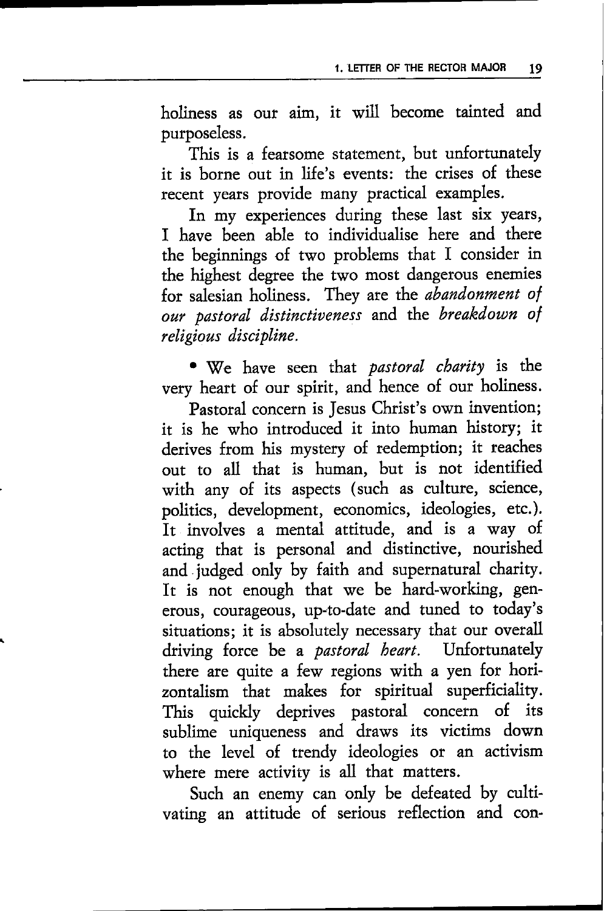holiness as our aim, it will become tainted and purposeless.

This is a fearsome statement, but unfortunately it is borne out in life's events: the crises of these recent years provide many practical examples.

In my experiences during these last six years, I have been able to individualise here and there the beginnings of two problems that I consider in the highest degree the two most dangerous enemies for salesian holiness. They are the *abandonment of our pastoral distinctiveness* and the *breakdown of religious discipline.*

• We have seen that *pastoral charity* is the very heart of our spirit, and hence of our holiness.

Pastoral concern is Jesus Christ's own invention; it is he who introduced it into human history; it derives from his mystery of redemption; it reaches out to all that is human, but is not identified with any of its aspects (such as culture, science, politics, development, economics, ideologies, etc.). It involves a mental attitude, and is a way of acting that is personal and distinctive, nourished and judged only by faith and supernatural charity. It is not enough that we be hard-working, generous, courageous, up-to-date and tuned to today's situations; it is absolutely necessary that our overall driving force be a *pastoral heart.* Unfortunately there are quite a few regions with a yen for horizontalism that makes for spiritual superficiality. This quickly deprives pastoral concern of its sublime uniqueness and draws its victims down to the level of trendy ideologies or an activism where mere activity is all that matters.

Such an enemy can only be defeated by cultivating an attitude of serious reflection and con-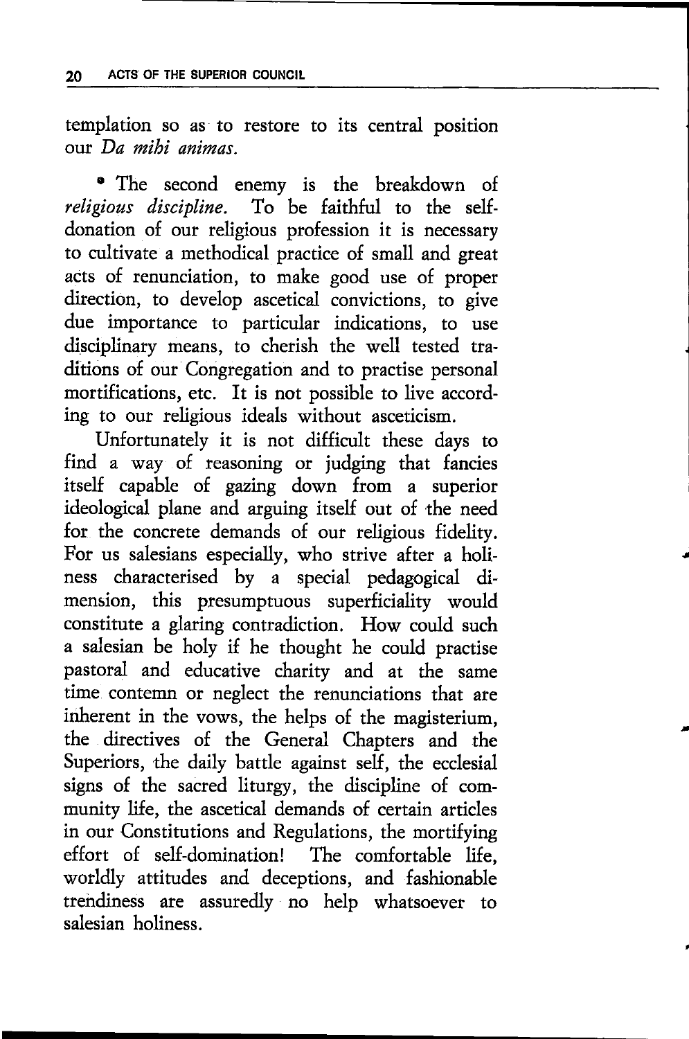templation so as to restore to its central position our *Da mihi animas.*

• The second enemy is the breakdown of *religious discipline.* To be faithful to the self-donation of our religious profession it is necessary to cultivate a methodical practice of small and great acts of renunciation, to make good use of proper direction, to develop ascetical convictions, to give due importance to particular indications, to use disciplinary means, to cherish the well tested traditions of our Congregation and to practise personal mortifications, etc. It is not possible to live according to our religious ideals without asceticism.

Unfortunately it is not difficult these days to find a way of reasoning or judging that fancies itself capable of gazing down from a superior ideological plane and arguing itself out of the need for the concrete demands of our religious fidelity. For us salesians especially, who strive after a holiness characterised by a special pedagogical dimension, this presumptuous superficiality would constitute a glaring contradiction. How could such a salesian be holy if he thought he could practise pastoral and educative charity and at the same time contemn or neglect the renunciations that are inherent in the vows, the helps of the magisterium, the directives of the General Chapters and the Superiors, the daily battle against self, the ecclesial signs of the sacred liturgy, the discipline of community life, the ascetical demands of certain articles in our Constitutions and Regulations, the mortifying effort of self-domination! The comfortable life, worldly attitudes and deceptions, and fashionable trendiness are assuredly no help whatsoever to salesian holiness.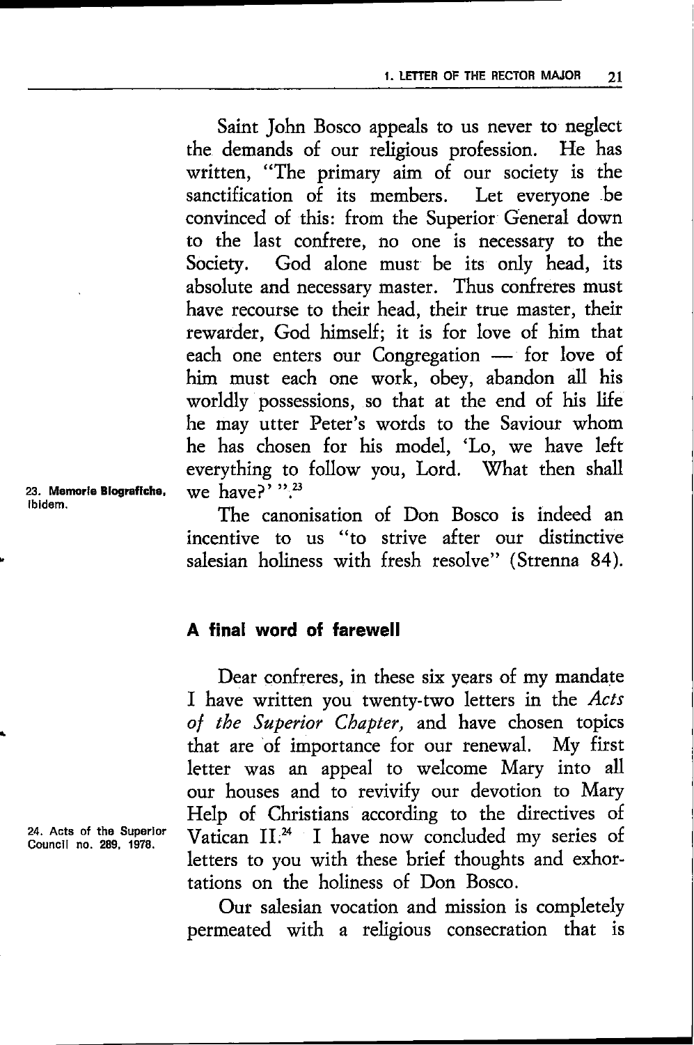Saint John Bosco appeals to us never to neglect the demands of our religious profession. He has written, "The primary aim of our society is the sanctification of its members. Let everyone be convinced of this: from the Superior General down to the last confrere, no one is necessary to the Society. God alone must be its only head, its absolute and necessary master. Thus confreres must have recourse to their head, their true master, their rewarder, God himself; it is for love of him that each one enters our Congregation — for love of him must each one work, obey, abandon all his worldly possessions, so that at the end of his life he may utter Peter's words to the Saviour whom he has chosen for his model, 'Lo, we have left everything to follow you, Lord. What then shall we have?' ".[23]

23. **Memorie Biografiche**, ibidem.

The canonisation of Don Bosco is indeed an incentive to us "to strive after our distinctive salesian holiness with fresh resolve" (Strenna 84).

## A final word of farewell

Dear confreres, in these six years of my mandate I have written you twenty-two letters in the *Acts of the Superior Chapter,* and have chosen topics that are of importance for our renewal. My first letter was an appeal to welcome Mary into all our houses and to revivify our devotion to Mary Help of Christians according to the directives of Vatican II.[24] I have now concluded my series of letters to you with these brief thoughts and exhortations on the holiness of Don Bosco.

24. Acts of the Superior Council no. 289, 1978.

Our salesian vocation and mission is completely permeated with a religious consecration that is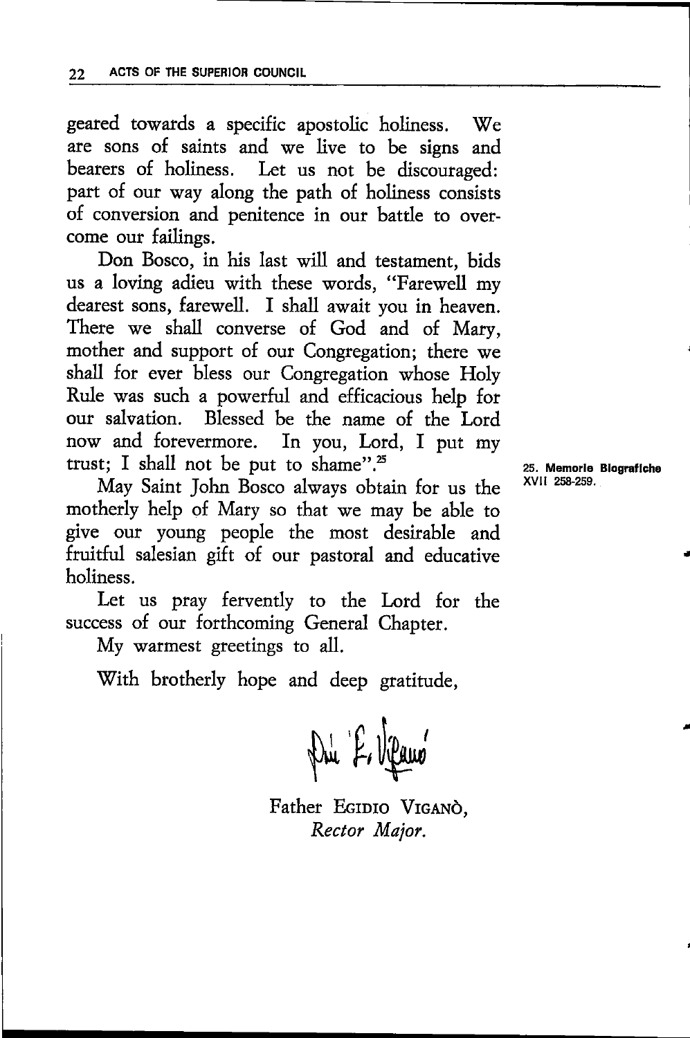geared towards a specific apostolic holiness. We are sons of saints and we live to be signs and bearers of holiness. Let us not be discouraged: part of our way along the path of holiness consists of conversion and penitence in our battle to overcome our failings.

Don Bosco, in his last will and testament, bids us a loving adieu with these words, "Farewell my dearest sons, farewell. I shall await you in heaven. There we shall converse of God and of Mary, mother and support of our Congregation; there we shall for ever bless our Congregation whose Holy Rule was such a powerful and efficacious help for our salvation. Blessed be the name of the Lord now and forevermore. In you, Lord, I put my trust; I shall not be put to shame".[25]

May Saint John Bosco always obtain for us the motherly help of Mary so that we may be able to give our young people the most desirable and fruitful salesian gift of our pastoral and educative holiness.

Let us pray fervently to the Lord for the success of our forthcoming General Chapter.

My warmest greetings to all.

With brotherly hope and deep gratitude,

Father Egidio Viganò,
*Rector Major.*

25. Memorie Biografiche XVII 258-259.